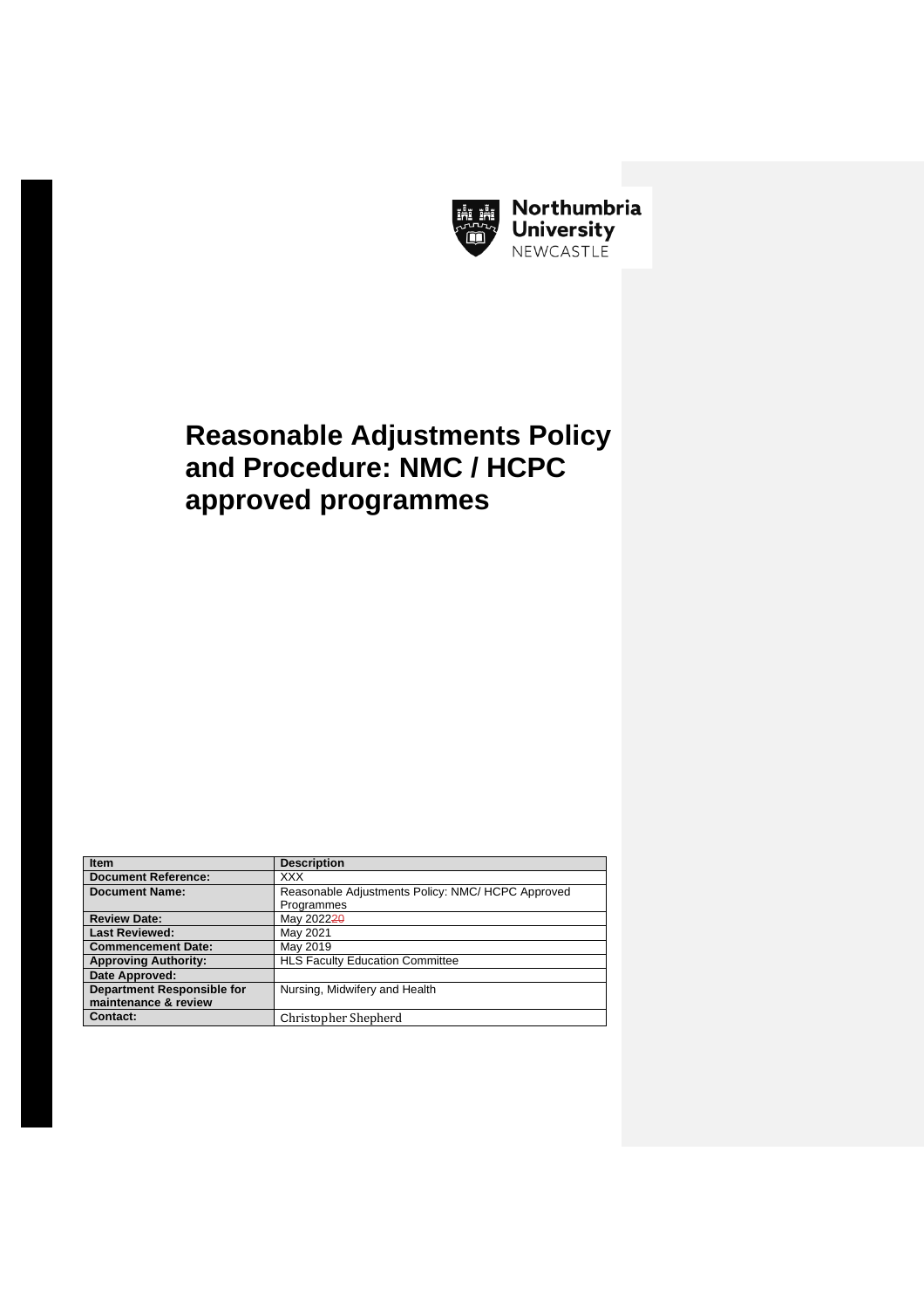Northumbria University NEWCASTLE

# Reasonable Adjustments Policy and Procedure: NMC / HCPC approved programmes

| Item | Description |
|---|---|
| Document Reference: | XXX |
| Document Name: | Reasonable Adjustments Policy: NMC/ HCPC Approved Programmes |
| Review Date: | May 202220 |
| Last Reviewed: | May 2021 |
| Commencement Date: | May 2019 |
| Approving Authority: | HLS Faculty Education Committee |
| Date Approved: | |
| Department Responsible for maintenance & review | Nursing, Midwifery and Health |
| Contact: | Christopher Shepherd |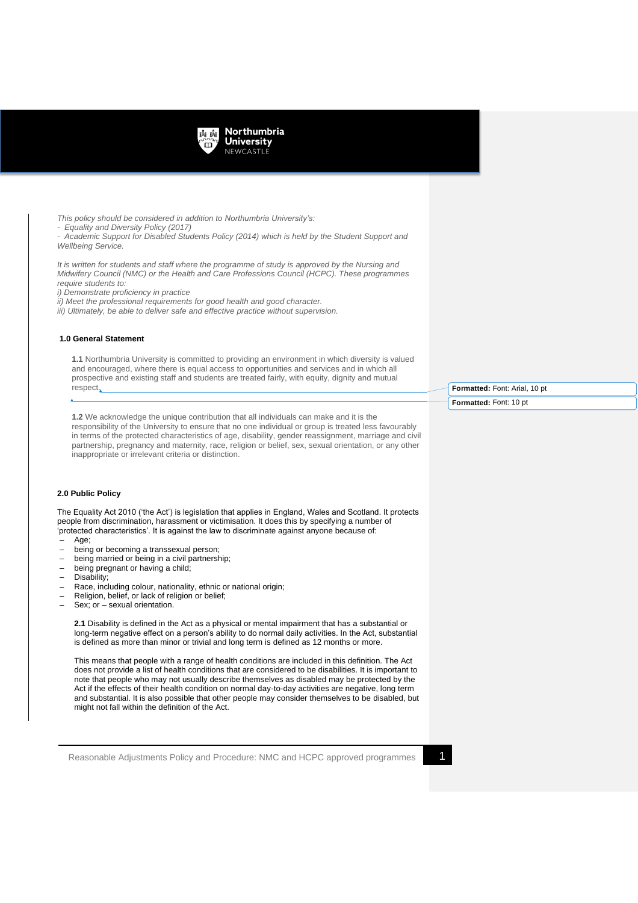*This policy should be considered in addition to Northumbria University's:*
*- Equality and Diversity Policy (2017)*
*- Academic Support for Disabled Students Policy (2014) which is held by the Student Support and Wellbeing Service.*

*It is written for students and staff where the programme of study is approved by the Nursing and Midwifery Council (NMC) or the Health and Care Professions Council (HCPC). These programmes require students to:*
*i) Demonstrate proficiency in practice*
*ii) Meet the professional requirements for good health and good character.*
*iii) Ultimately, be able to deliver safe and effective practice without supervision.*

## 1.0 General Statement

**1.1** Northumbria University is committed to providing an environment in which diversity is valued and encouraged, where there is equal access to opportunities and services and in which all prospective and existing staff and students are treated fairly, with equity, dignity and mutual respect.

**1.2** We acknowledge the unique contribution that all individuals can make and it is the responsibility of the University to ensure that no one individual or group is treated less favourably in terms of the protected characteristics of age, disability, gender reassignment, marriage and civil partnership, pregnancy and maternity, race, religion or belief, sex, sexual orientation, or any other inappropriate or irrelevant criteria or distinction.

## 2.0 Public Policy

The Equality Act 2010 ('the Act') is legislation that applies in England, Wales and Scotland. It protects people from discrimination, harassment or victimisation. It does this by specifying a number of 'protected characteristics'. It is against the law to discriminate against anyone because of:

- Age;
- being or becoming a transsexual person;
- being married or being in a civil partnership;
- being pregnant or having a child;
- Disability;
- Race, including colour, nationality, ethnic or national origin;
- Religion, belief, or lack of religion or belief;
- Sex; or – sexual orientation.

**2.1** Disability is defined in the Act as a physical or mental impairment that has a substantial or long-term negative effect on a person's ability to do normal daily activities. In the Act, substantial is defined as more than minor or trivial and long term is defined as 12 months or more.

This means that people with a range of health conditions are included in this definition. The Act does not provide a list of health conditions that are considered to be disabilities. It is important to note that people who may not usually describe themselves as disabled may be protected by the Act if the effects of their health condition on normal day-to-day activities are negative, long term and substantial. It is also possible that other people may consider themselves to be disabled, but might not fall within the definition of the Act.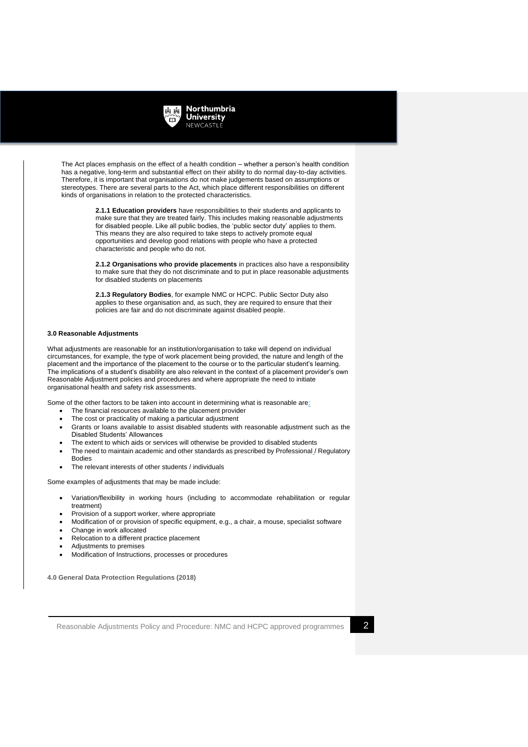The Act places emphasis on the effect of a health condition – whether a person's health condition has a negative, long-term and substantial effect on their ability to do normal day-to-day activities. Therefore, it is important that organisations do not make judgements based on assumptions or stereotypes. There are several parts to the Act, which place different responsibilities on different kinds of organisations in relation to the protected characteristics.

> **2.1.1 Education providers** have responsibilities to their students and applicants to make sure that they are treated fairly. This includes making reasonable adjustments for disabled people. Like all public bodies, the 'public sector duty' applies to them. This means they are also required to take steps to actively promote equal opportunities and develop good relations with people who have a protected characteristic and people who do not.
>
> **2.1.2 Organisations who provide placements** in practices also have a responsibility to make sure that they do not discriminate and to put in place reasonable adjustments for disabled students on placements
>
> **2.1.3 Regulatory Bodies**, for example NMC or HCPC. Public Sector Duty also applies to these organisation and, as such, they are required to ensure that their policies are fair and do not discriminate against disabled people.

#### 3.0 Reasonable Adjustments

What adjustments are reasonable for an institution/organisation to take will depend on individual circumstances, for example, the type of work placement being provided, the nature and length of the placement and the importance of the placement to the course or to the particular student's learning. The implications of a student's disability are also relevant in the context of a placement provider's own Reasonable Adjustment policies and procedures and where appropriate the need to initiate organisational health and safety risk assessments.

Some of the other factors to be taken into account in determining what is reasonable are:

- The financial resources available to the placement provider
- The cost or practicality of making a particular adjustment
- Grants or loans available to assist disabled students with reasonable adjustment such as the Disabled Students' Allowances
- The extent to which aids or services will otherwise be provided to disabled students
- The need to maintain academic and other standards as prescribed by Professional / Regulatory Bodies
- The relevant interests of other students / individuals

Some examples of adjustments that may be made include:

- Variation/flexibility in working hours (including to accommodate rehabilitation or regular treatment)
- Provision of a support worker, where appropriate
- Modification of or provision of specific equipment, e.g., a chair, a mouse, specialist software
- Change in work allocated
- Relocation to a different practice placement
- Adjustments to premises
- Modification of Instructions, processes or procedures

#### 4.0 General Data Protection Regulations (2018)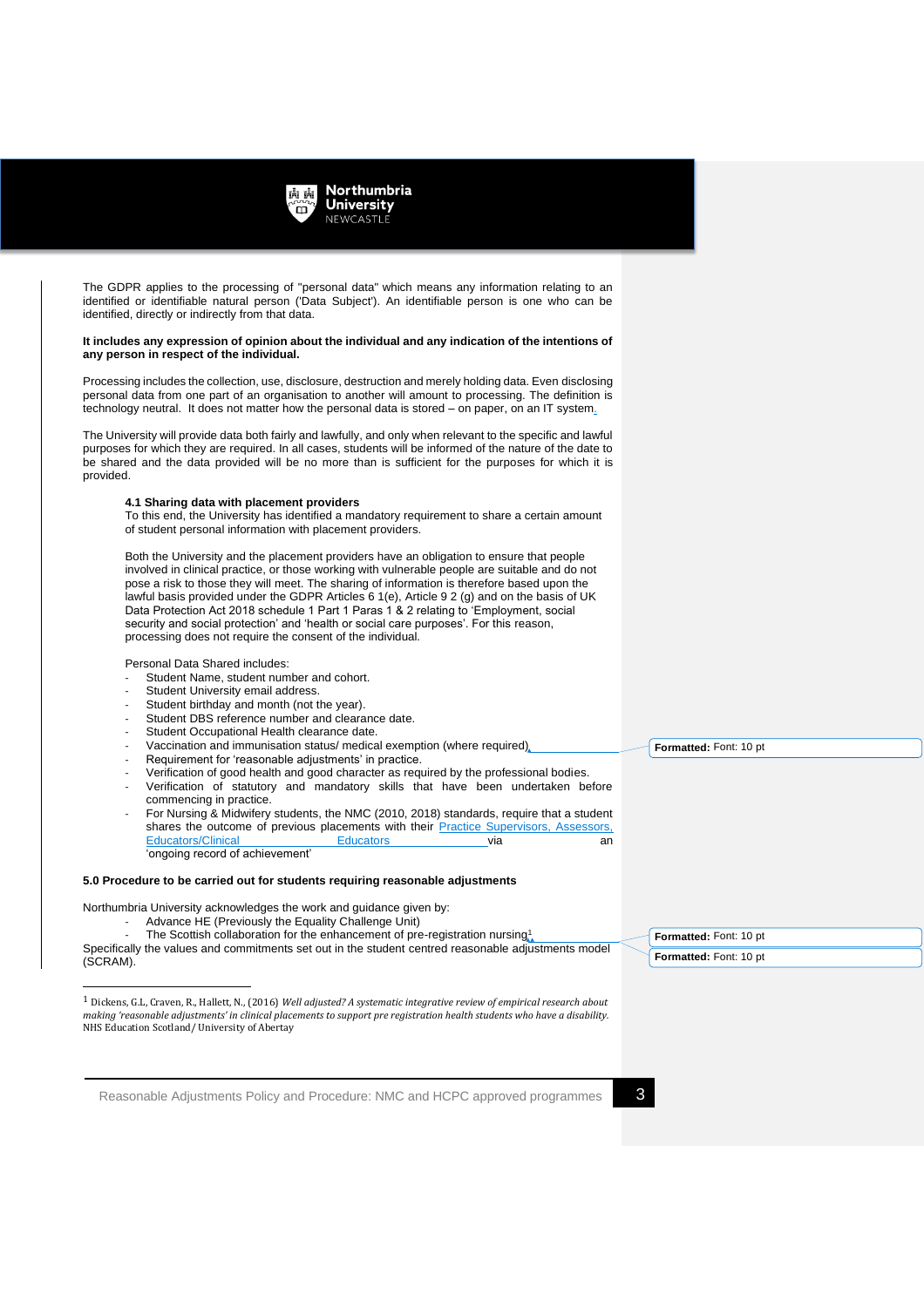The GDPR applies to the processing of "personal data" which means any information relating to an identified or identifiable natural person ('Data Subject'). An identifiable person is one who can be identified, directly or indirectly from that data.

**It includes any expression of opinion about the individual and any indication of the intentions of any person in respect of the individual.**

Processing includes the collection, use, disclosure, destruction and merely holding data. Even disclosing personal data from one part of an organisation to another will amount to processing. The definition is technology neutral. It does not matter how the personal data is stored – on paper, on an IT system.

The University will provide data both fairly and lawfully, and only when relevant to the specific and lawful purposes for which they are required. In all cases, students will be informed of the nature of the date to be shared and the data provided will be no more than is sufficient for the purposes for which it is provided.

### 4.1 Sharing data with placement providers

To this end, the University has identified a mandatory requirement to share a certain amount of student personal information with placement providers.

Both the University and the placement providers have an obligation to ensure that people involved in clinical practice, or those working with vulnerable people are suitable and do not pose a risk to those they will meet. The sharing of information is therefore based upon the lawful basis provided under the GDPR Articles 6 1(e), Article 9 2 (g) and on the basis of UK Data Protection Act 2018 schedule 1 Part 1 Paras 1 & 2 relating to 'Employment, social security and social protection' and 'health or social care purposes'. For this reason, processing does not require the consent of the individual.

Personal Data Shared includes:

- Student Name, student number and cohort.
- Student University email address.
- Student birthday and month (not the year).
- Student DBS reference number and clearance date.
- Student Occupational Health clearance date.
- Vaccination and immunisation status/ medical exemption (where required).
- Requirement for 'reasonable adjustments' in practice.
- Verification of good health and good character as required by the professional bodies.
- Verification of statutory and mandatory skills that have been undertaken before commencing in practice.
- For Nursing & Midwifery students, the NMC (2010, 2018) standards, require that a student shares the outcome of previous placements with their Practice Supervisors, Assessors, Educators/Clinical Educators via an 'ongoing record of achievement'

## 5.0 Procedure to be carried out for students requiring reasonable adjustments

Northumbria University acknowledges the work and guidance given by:

- Advance HE (Previously the Equality Challenge Unit)
- The Scottish collaboration for the enhancement of pre-registration nursing[1]

Specifically the values and commitments set out in the student centred reasonable adjustments model (SCRAM).

[1] Dickens, G.L, Craven, R., Hallett, N., (2016) *Well adjusted? A systematic integrative review of empirical research about making 'reasonable adjustments' in clinical placements to support pre registration health students who have a disability.* NHS Education Scotland/ University of Abertay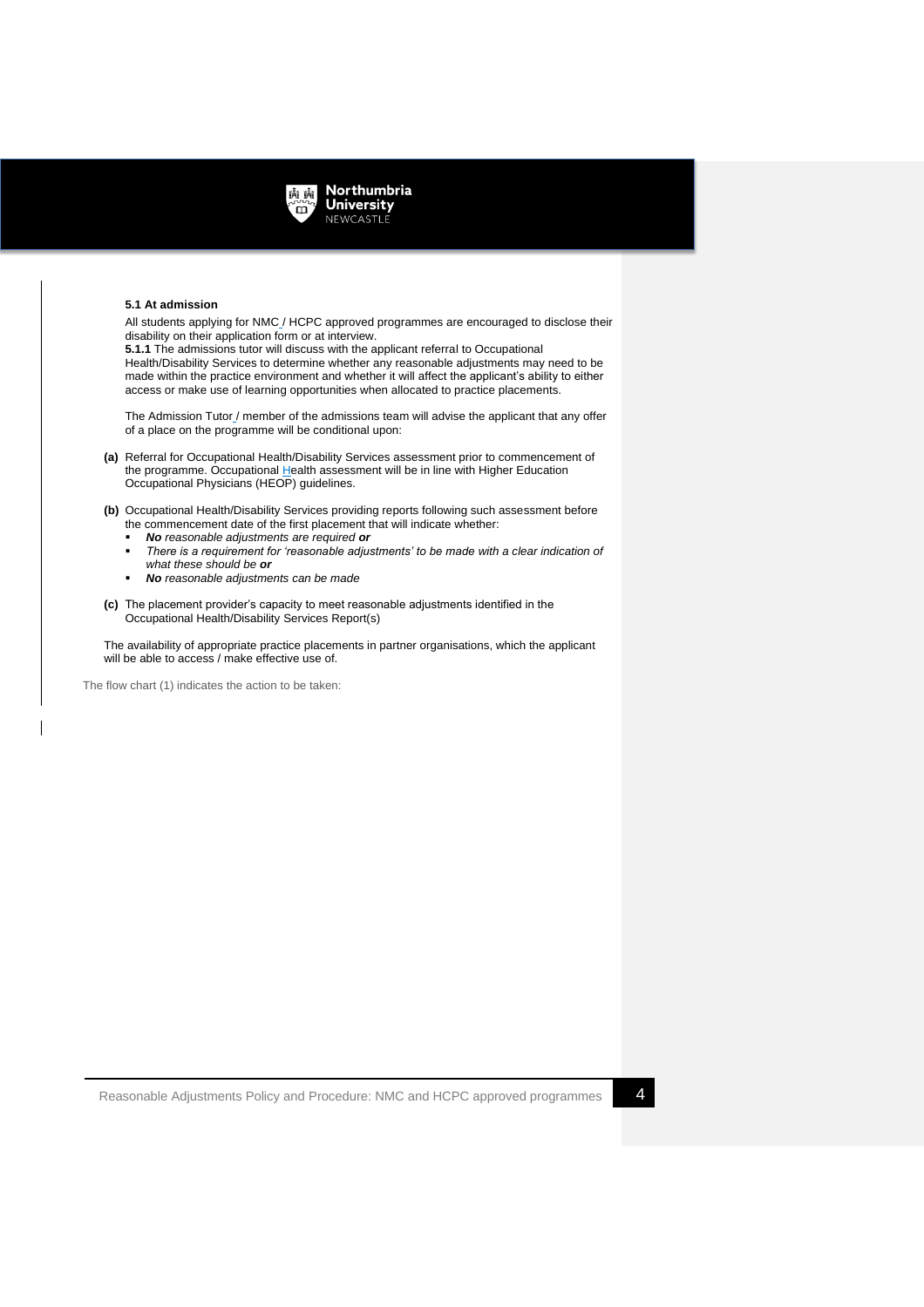### 5.1 At admission

All students applying for NMC / HCPC approved programmes are encouraged to disclose their disability on their application form or at interview.

**5.1.1** The admissions tutor will discuss with the applicant referral to Occupational Health/Disability Services to determine whether any reasonable adjustments may need to be made within the practice environment and whether it will affect the applicant's ability to either access or make use of learning opportunities when allocated to practice placements.

The Admission Tutor / member of the admissions team will advise the applicant that any offer of a place on the programme will be conditional upon:

**(a)** Referral for Occupational Health/Disability Services assessment prior to commencement of the programme. Occupational Health assessment will be in line with Higher Education Occupational Physicians (HEOP) guidelines.

**(b)** Occupational Health/Disability Services providing reports following such assessment before the commencement date of the first placement that will indicate whether:

- ***No*** *reasonable adjustments are required* ***or***
- *There is a requirement for 'reasonable adjustments' to be made with a clear indication of what these should be* ***or***
- ***No*** *reasonable adjustments can be made*

**(c)** The placement provider's capacity to meet reasonable adjustments identified in the Occupational Health/Disability Services Report(s)

The availability of appropriate practice placements in partner organisations, which the applicant will be able to access / make effective use of.

The flow chart (1) indicates the action to be taken: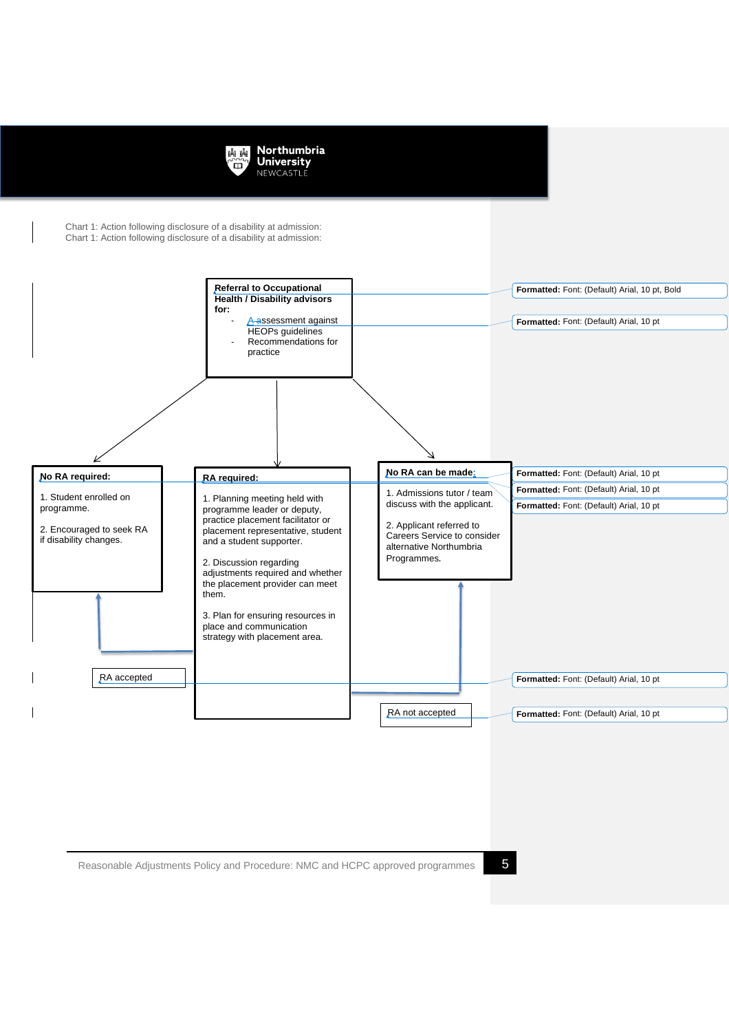Chart 1: Action following disclosure of a disability at admission:

**Referral to Occupational Health / Disability advisors for:**

- Assessment against HEOPs guidelines
- Recommendations for practice

**No RA required:**

1. Student enrolled on programme.
2. Encouraged to seek RA if disability changes.

**RA required:**

1. Planning meeting held with programme leader or deputy, practice placement facilitator or placement representative, student and a student supporter.
2. Discussion regarding adjustments required and whether the placement provider can meet them.
3. Plan for ensuring resources in place and communication strategy with placement area.

**No RA can be made:**

1. Admissions tutor / team discuss with the applicant.
2. Applicant referred to Careers Service to consider alternative Northumbria Programmes.

RA accepted

RA not accepted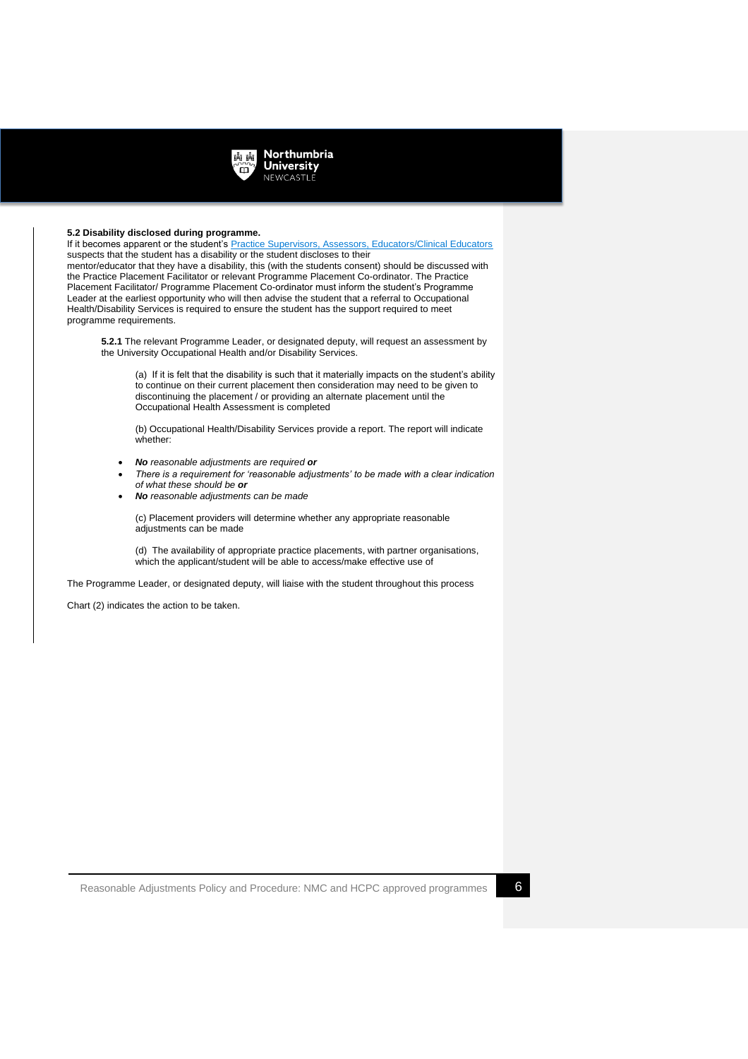**5.2 Disability disclosed during programme.**

If it becomes apparent or the student's [Practice Supervisors, Assessors, Educators/Clinical Educators] suspects that the student has a disability or the student discloses to their mentor/educator that they have a disability, this (with the students consent) should be discussed with the Practice Placement Facilitator or relevant Programme Placement Co-ordinator. The Practice Placement Facilitator/ Programme Placement Co-ordinator must inform the student's Programme Leader at the earliest opportunity who will then advise the student that a referral to Occupational Health/Disability Services is required to ensure the student has the support required to meet programme requirements.

**5.2.1** The relevant Programme Leader, or designated deputy, will request an assessment by the University Occupational Health and/or Disability Services.

(a) If it is felt that the disability is such that it materially impacts on the student's ability to continue on their current placement then consideration may need to be given to discontinuing the placement / or providing an alternate placement until the Occupational Health Assessment is completed

(b) Occupational Health/Disability Services provide a report. The report will indicate whether:

- ***No** reasonable adjustments are required **or***
- *There is a requirement for 'reasonable adjustments' to be made with a clear indication of what these should be **or***
- ***No** reasonable adjustments can be made*

(c) Placement providers will determine whether any appropriate reasonable adjustments can be made

(d) The availability of appropriate practice placements, with partner organisations, which the applicant/student will be able to access/make effective use of

The Programme Leader, or designated deputy, will liaise with the student throughout this process

Chart (2) indicates the action to be taken.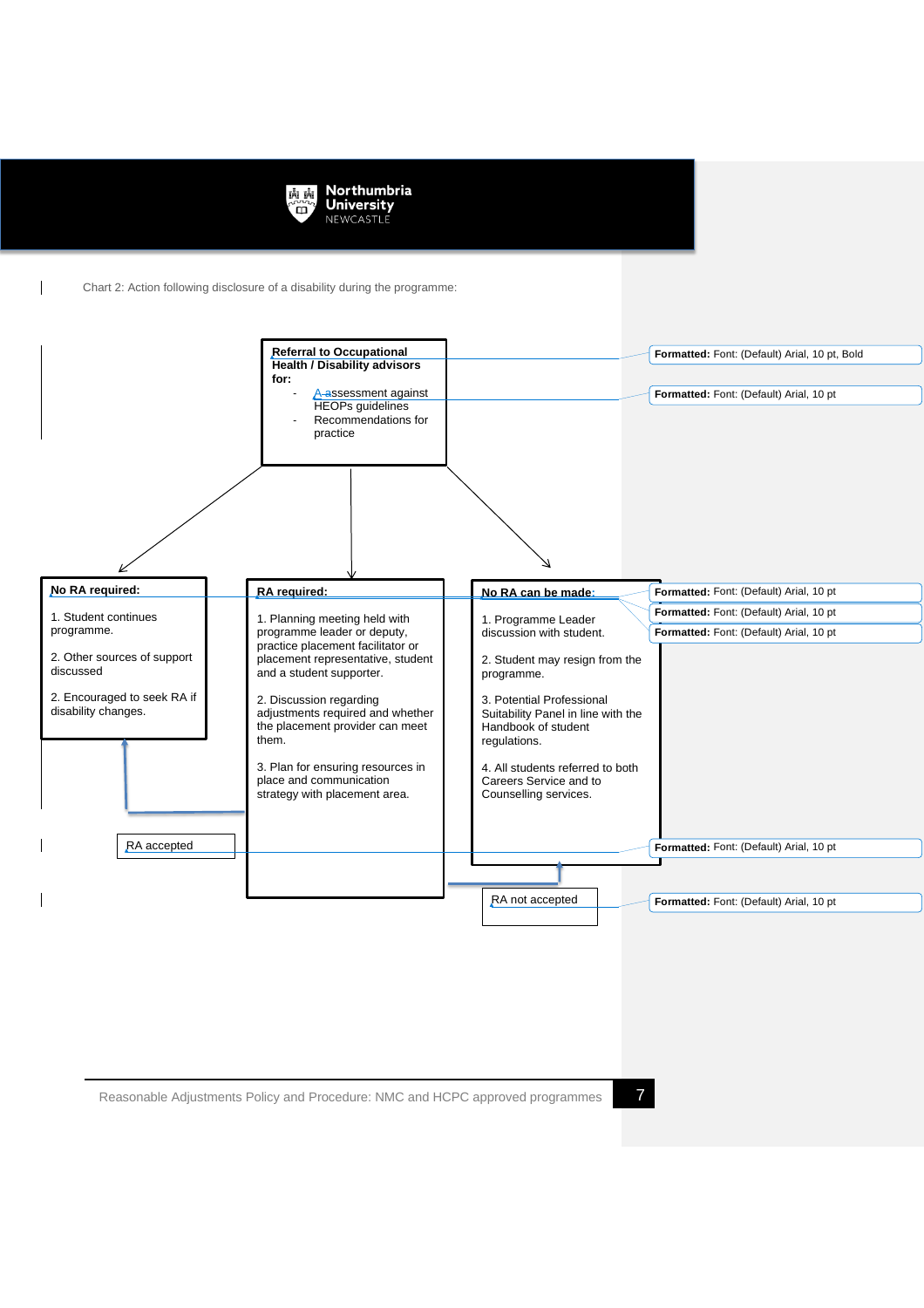Chart 2: Action following disclosure of a disability during the programme:

**Referral to Occupational Health / Disability advisors for:**

- Assessment against HEOPs guidelines
- Recommendations for practice

**No RA required:**

1. Student continues programme.
2. Other sources of support discussed
3. Encouraged to seek RA if disability changes.

**RA required:**

1. Planning meeting held with programme leader or deputy, practice placement facilitator or placement representative, student and a student supporter.
2. Discussion regarding adjustments required and whether the placement provider can meet them.
3. Plan for ensuring resources in place and communication strategy with placement area.

**No RA can be made:**

1. Programme Leader discussion with student.
2. Student may resign from the programme.
3. Potential Professional Suitability Panel in line with the Handbook of student regulations.
4. All students referred to both Careers Service and to Counselling services.

RA accepted

RA not accepted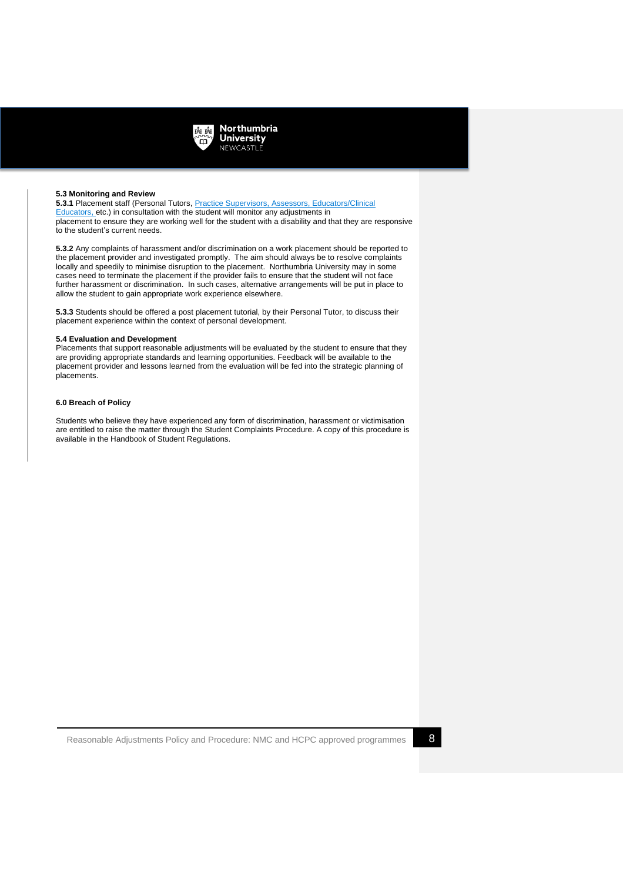### 5.3 Monitoring and Review

**5.3.1** Placement staff (Personal Tutors, Practice Supervisors, Assessors, Educators/Clinical Educators, etc.) in consultation with the student will monitor any adjustments in placement to ensure they are working well for the student with a disability and that they are responsive to the student's current needs.

**5.3.2** Any complaints of harassment and/or discrimination on a work placement should be reported to the placement provider and investigated promptly. The aim should always be to resolve complaints locally and speedily to minimise disruption to the placement. Northumbria University may in some cases need to terminate the placement if the provider fails to ensure that the student will not face further harassment or discrimination. In such cases, alternative arrangements will be put in place to allow the student to gain appropriate work experience elsewhere.

**5.3.3** Students should be offered a post placement tutorial, by their Personal Tutor, to discuss their placement experience within the context of personal development.

### 5.4 Evaluation and Development

Placements that support reasonable adjustments will be evaluated by the student to ensure that they are providing appropriate standards and learning opportunities. Feedback will be available to the placement provider and lessons learned from the evaluation will be fed into the strategic planning of placements.

## 6.0 Breach of Policy

Students who believe they have experienced any form of discrimination, harassment or victimisation are entitled to raise the matter through the Student Complaints Procedure. A copy of this procedure is available in the Handbook of Student Regulations.